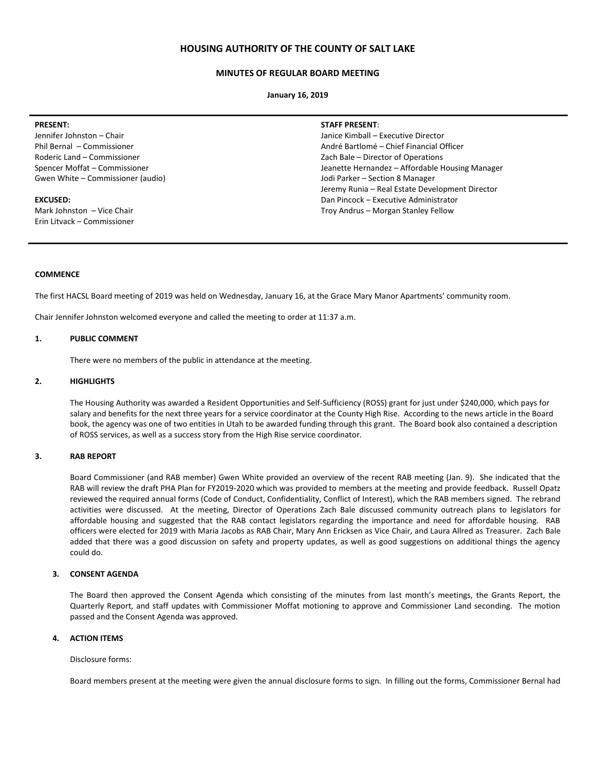# HOUSING AUTHORITY OF THE COUNTY OF SALT LAKE

## MINUTES OF REGULAR BOARD MEETING

**January 16, 2019**

**PRESENT:**
Jennifer Johnston – Chair
Phil Bernal – Commissioner
Roderic Land – Commissioner
Spencer Moffat – Commissioner
Gwen White – Commissioner (audio)

**EXCUSED:**
Mark Johnston – Vice Chair
Erin Litvack – Commissioner

**STAFF PRESENT:**
Janice Kimball – Executive Director
André Bartlomé – Chief Financial Officer
Zach Bale – Director of Operations
Jeanette Hernandez – Affordable Housing Manager
Jodi Parker – Section 8 Manager
Jeremy Runia – Real Estate Development Director
Dan Pincock – Executive Administrator
Troy Andrus – Morgan Stanley Fellow

### COMMENCE

The first HACSL Board meeting of 2019 was held on Wednesday, January 16, at the Grace Mary Manor Apartments' community room.

Chair Jennifer Johnston welcomed everyone and called the meeting to order at 11:37 a.m.

### 1. PUBLIC COMMENT

There were no members of the public in attendance at the meeting.

### 2. HIGHLIGHTS

The Housing Authority was awarded a Resident Opportunities and Self-Sufficiency (ROSS) grant for just under $240,000, which pays for salary and benefits for the next three years for a service coordinator at the County High Rise. According to the news article in the Board book, the agency was one of two entities in Utah to be awarded funding through this grant. The Board book also contained a description of ROSS services, as well as a success story from the High Rise service coordinator.

### 3. RAB REPORT

Board Commissioner (and RAB member) Gwen White provided an overview of the recent RAB meeting (Jan. 9). She indicated that the RAB will review the draft PHA Plan for FY2019-2020 which was provided to members at the meeting and provide feedback. Russell Opatz reviewed the required annual forms (Code of Conduct, Confidentiality, Conflict of Interest), which the RAB members signed. The rebrand activities were discussed. At the meeting, Director of Operations Zach Bale discussed community outreach plans to legislators for affordable housing and suggested that the RAB contact legislators regarding the importance and need for affordable housing. RAB officers were elected for 2019 with Maria Jacobs as RAB Chair, Mary Ann Ericksen as Vice Chair, and Laura Allred as Treasurer. Zach Bale added that there was a good discussion on safety and property updates, as well as good suggestions on additional things the agency could do.

### 3. CONSENT AGENDA

The Board then approved the Consent Agenda which consisting of the minutes from last month's meetings, the Grants Report, the Quarterly Report, and staff updates with Commissioner Moffat motioning to approve and Commissioner Land seconding. The motion passed and the Consent Agenda was approved.

### 4. ACTION ITEMS

Disclosure forms:

Board members present at the meeting were given the annual disclosure forms to sign. In filling out the forms, Commissioner Bernal had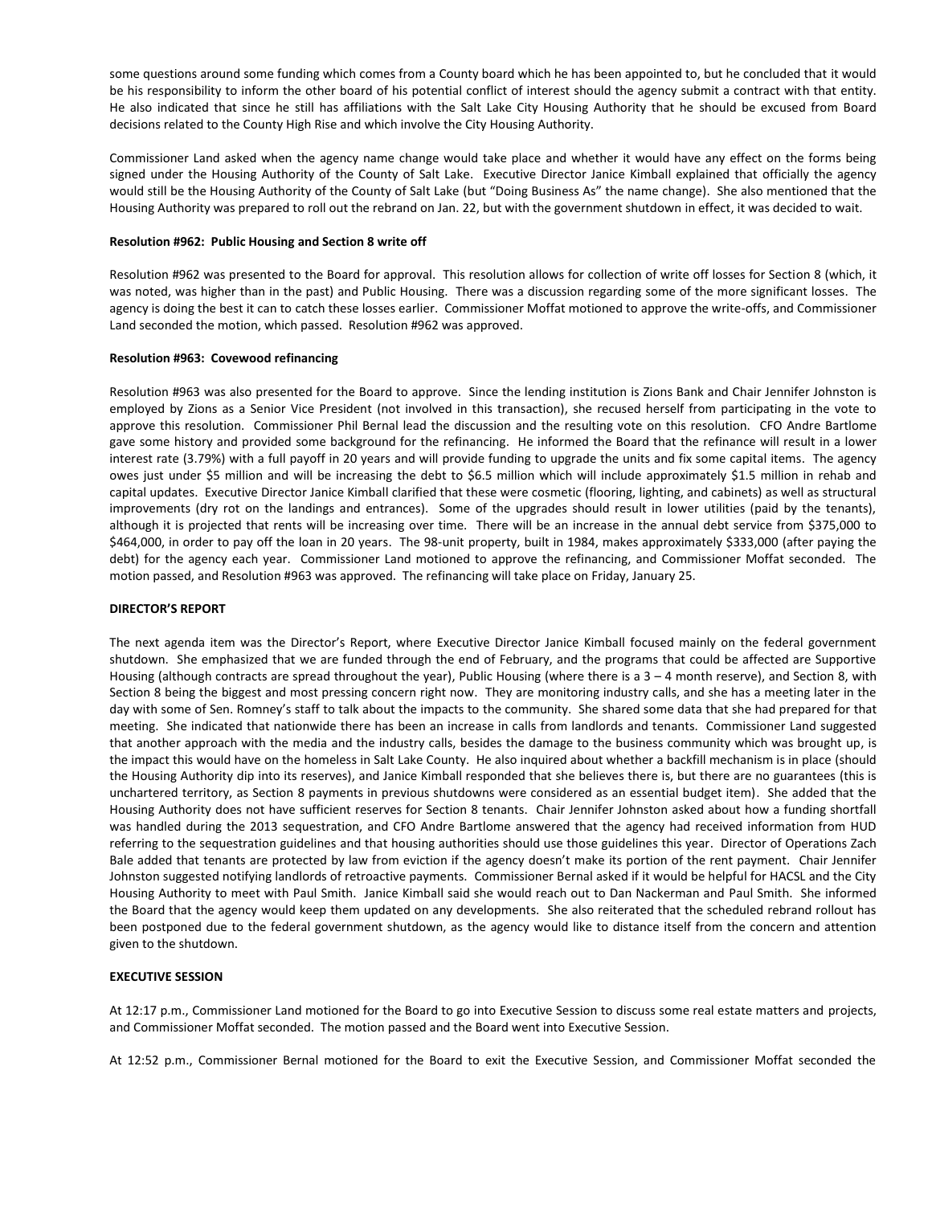some questions around some funding which comes from a County board which he has been appointed to, but he concluded that it would be his responsibility to inform the other board of his potential conflict of interest should the agency submit a contract with that entity. He also indicated that since he still has affiliations with the Salt Lake City Housing Authority that he should be excused from Board decisions related to the County High Rise and which involve the City Housing Authority.

Commissioner Land asked when the agency name change would take place and whether it would have any effect on the forms being signed under the Housing Authority of the County of Salt Lake. Executive Director Janice Kimball explained that officially the agency would still be the Housing Authority of the County of Salt Lake (but "Doing Business As" the name change). She also mentioned that the Housing Authority was prepared to roll out the rebrand on Jan. 22, but with the government shutdown in effect, it was decided to wait.

**Resolution #962: Public Housing and Section 8 write off**

Resolution #962 was presented to the Board for approval. This resolution allows for collection of write off losses for Section 8 (which, it was noted, was higher than in the past) and Public Housing. There was a discussion regarding some of the more significant losses. The agency is doing the best it can to catch these losses earlier. Commissioner Moffat motioned to approve the write-offs, and Commissioner Land seconded the motion, which passed. Resolution #962 was approved.

**Resolution #963: Covewood refinancing**

Resolution #963 was also presented for the Board to approve. Since the lending institution is Zions Bank and Chair Jennifer Johnston is employed by Zions as a Senior Vice President (not involved in this transaction), she recused herself from participating in the vote to approve this resolution. Commissioner Phil Bernal lead the discussion and the resulting vote on this resolution. CFO Andre Bartlome gave some history and provided some background for the refinancing. He informed the Board that the refinance will result in a lower interest rate (3.79%) with a full payoff in 20 years and will provide funding to upgrade the units and fix some capital items. The agency owes just under $5 million and will be increasing the debt to $6.5 million which will include approximately $1.5 million in rehab and capital updates. Executive Director Janice Kimball clarified that these were cosmetic (flooring, lighting, and cabinets) as well as structural improvements (dry rot on the landings and entrances). Some of the upgrades should result in lower utilities (paid by the tenants), although it is projected that rents will be increasing over time. There will be an increase in the annual debt service from $375,000 to $464,000, in order to pay off the loan in 20 years. The 98-unit property, built in 1984, makes approximately $333,000 (after paying the debt) for the agency each year. Commissioner Land motioned to approve the refinancing, and Commissioner Moffat seconded. The motion passed, and Resolution #963 was approved. The refinancing will take place on Friday, January 25.

**DIRECTOR'S REPORT**

The next agenda item was the Director's Report, where Executive Director Janice Kimball focused mainly on the federal government shutdown. She emphasized that we are funded through the end of February, and the programs that could be affected are Supportive Housing (although contracts are spread throughout the year), Public Housing (where there is a 3 – 4 month reserve), and Section 8, with Section 8 being the biggest and most pressing concern right now. They are monitoring industry calls, and she has a meeting later in the day with some of Sen. Romney's staff to talk about the impacts to the community. She shared some data that she had prepared for that meeting. She indicated that nationwide there has been an increase in calls from landlords and tenants. Commissioner Land suggested that another approach with the media and the industry calls, besides the damage to the business community which was brought up, is the impact this would have on the homeless in Salt Lake County. He also inquired about whether a backfill mechanism is in place (should the Housing Authority dip into its reserves), and Janice Kimball responded that she believes there is, but there are no guarantees (this is unchartered territory, as Section 8 payments in previous shutdowns were considered as an essential budget item). She added that the Housing Authority does not have sufficient reserves for Section 8 tenants. Chair Jennifer Johnston asked about how a funding shortfall was handled during the 2013 sequestration, and CFO Andre Bartlome answered that the agency had received information from HUD referring to the sequestration guidelines and that housing authorities should use those guidelines this year. Director of Operations Zach Bale added that tenants are protected by law from eviction if the agency doesn't make its portion of the rent payment. Chair Jennifer Johnston suggested notifying landlords of retroactive payments. Commissioner Bernal asked if it would be helpful for HACSL and the City Housing Authority to meet with Paul Smith. Janice Kimball said she would reach out to Dan Nackerman and Paul Smith. She informed the Board that the agency would keep them updated on any developments. She also reiterated that the scheduled rebrand rollout has been postponed due to the federal government shutdown, as the agency would like to distance itself from the concern and attention given to the shutdown.

**EXECUTIVE SESSION**

At 12:17 p.m., Commissioner Land motioned for the Board to go into Executive Session to discuss some real estate matters and projects, and Commissioner Moffat seconded. The motion passed and the Board went into Executive Session.

At 12:52 p.m., Commissioner Bernal motioned for the Board to exit the Executive Session, and Commissioner Moffat seconded the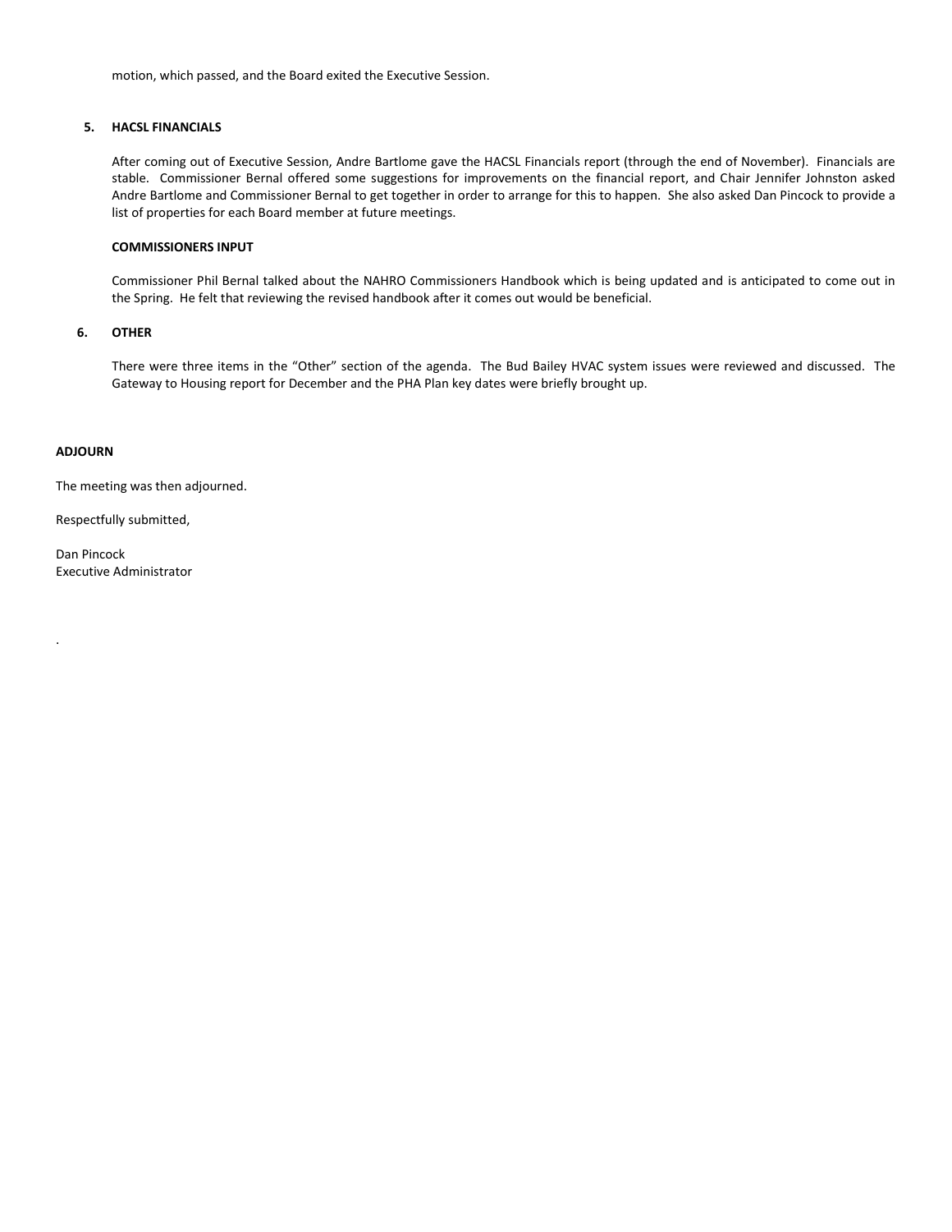motion, which passed, and the Board exited the Executive Session.

## 5. HACSL FINANCIALS

After coming out of Executive Session, Andre Bartlome gave the HACSL Financials report (through the end of November). Financials are stable. Commissioner Bernal offered some suggestions for improvements on the financial report, and Chair Jennifer Johnston asked Andre Bartlome and Commissioner Bernal to get together in order to arrange for this to happen. She also asked Dan Pincock to provide a list of properties for each Board member at future meetings.

### COMMISSIONERS INPUT

Commissioner Phil Bernal talked about the NAHRO Commissioners Handbook which is being updated and is anticipated to come out in the Spring. He felt that reviewing the revised handbook after it comes out would be beneficial.

## 6. OTHER

There were three items in the "Other" section of the agenda. The Bud Bailey HVAC system issues were reviewed and discussed. The Gateway to Housing report for December and the PHA Plan key dates were briefly brought up.

## ADJOURN

The meeting was then adjourned.

Respectfully submitted,

Dan Pincock
Executive Administrator

.